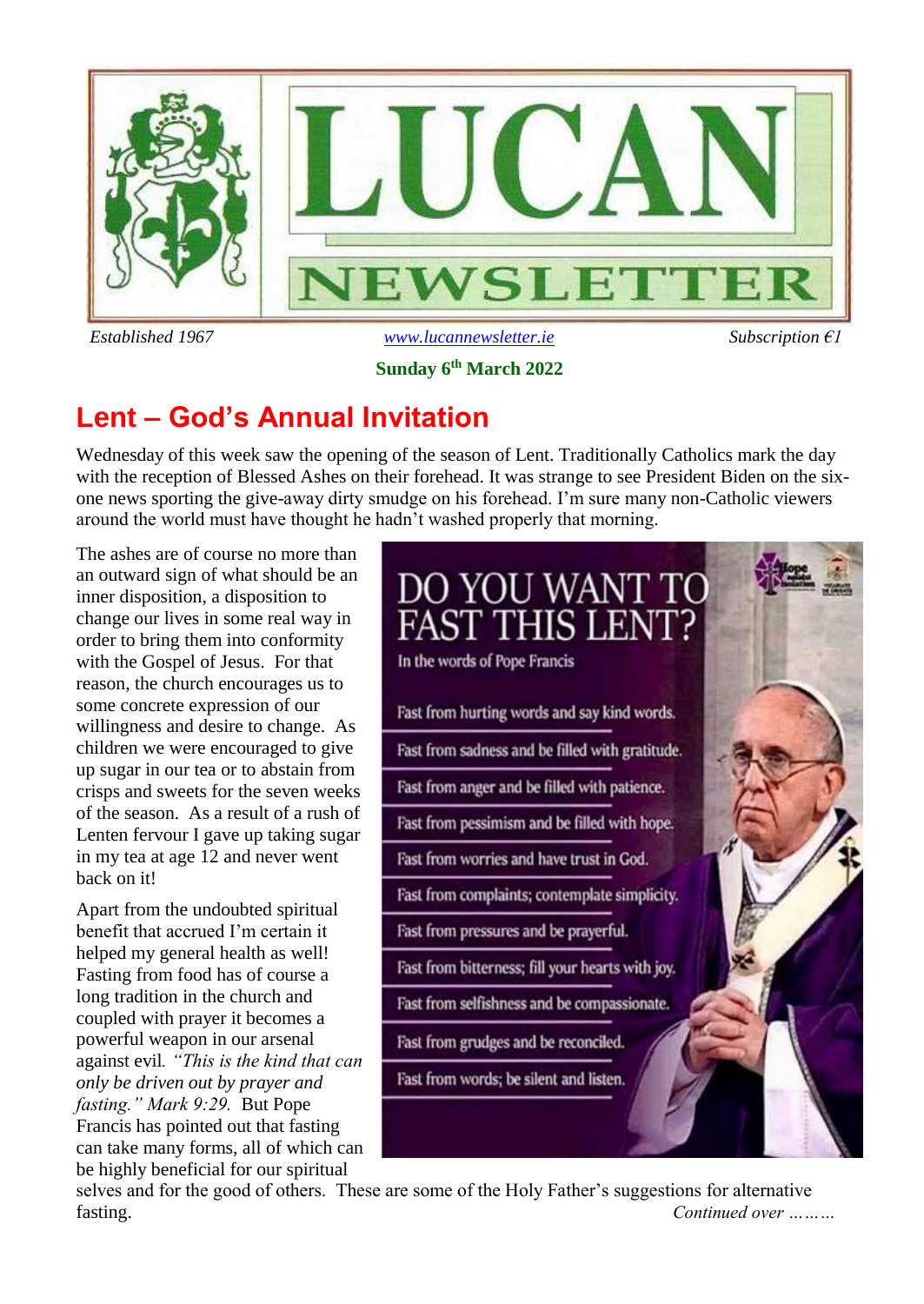# LUCAN NEWSLETTER

*Established 1967* | www.lucannewsletter.ie | *Subscription €1*

**Sunday 6th March 2022**

## Lent – God's Annual Invitation

Wednesday of this week saw the opening of the season of Lent. Traditionally Catholics mark the day with the reception of Blessed Ashes on their forehead. It was strange to see President Biden on the six-one news sporting the give-away dirty smudge on his forehead. I'm sure many non-Catholic viewers around the world must have thought he hadn't washed properly that morning.

The ashes are of course no more than an outward sign of what should be an inner disposition, a disposition to change our lives in some real way in order to bring them into conformity with the Gospel of Jesus. For that reason, the church encourages us to some concrete expression of our willingness and desire to change. As children we were encouraged to give up sugar in our tea or to abstain from crisps and sweets for the seven weeks of the season. As a result of a rush of Lenten fervour I gave up taking sugar in my tea at age 12 and never went back on it!

Apart from the undoubted spiritual benefit that accrued I'm certain it helped my general health as well! Fasting from food has of course a long tradition in the church and coupled with prayer it becomes a powerful weapon in our arsenal against evil. *"This is the kind that can only be driven out by prayer and fasting." Mark 9:29.* But Pope Francis has pointed out that fasting can take many forms, all of which can be highly beneficial for our spiritual selves and for the good of others. These are some of the Holy Father's suggestions for alternative fasting.

**DO YOU WANT TO FAST THIS LENT?**

In the words of Pope Francis

- Fast from hurting words and say kind words.
- Fast from sadness and be filled with gratitude.
- Fast from anger and be filled with patience.
- Fast from pessimism and be filled with hope.
- Fast from worries and have trust in God.
- Fast from complaints; contemplate simplicity.
- Fast from pressures and be prayerful.
- Fast from bitterness; fill your hearts with joy.
- Fast from selfishness and be compassionate.
- Fast from grudges and be reconciled.
- Fast from words; be silent and listen.

*Continued over ………*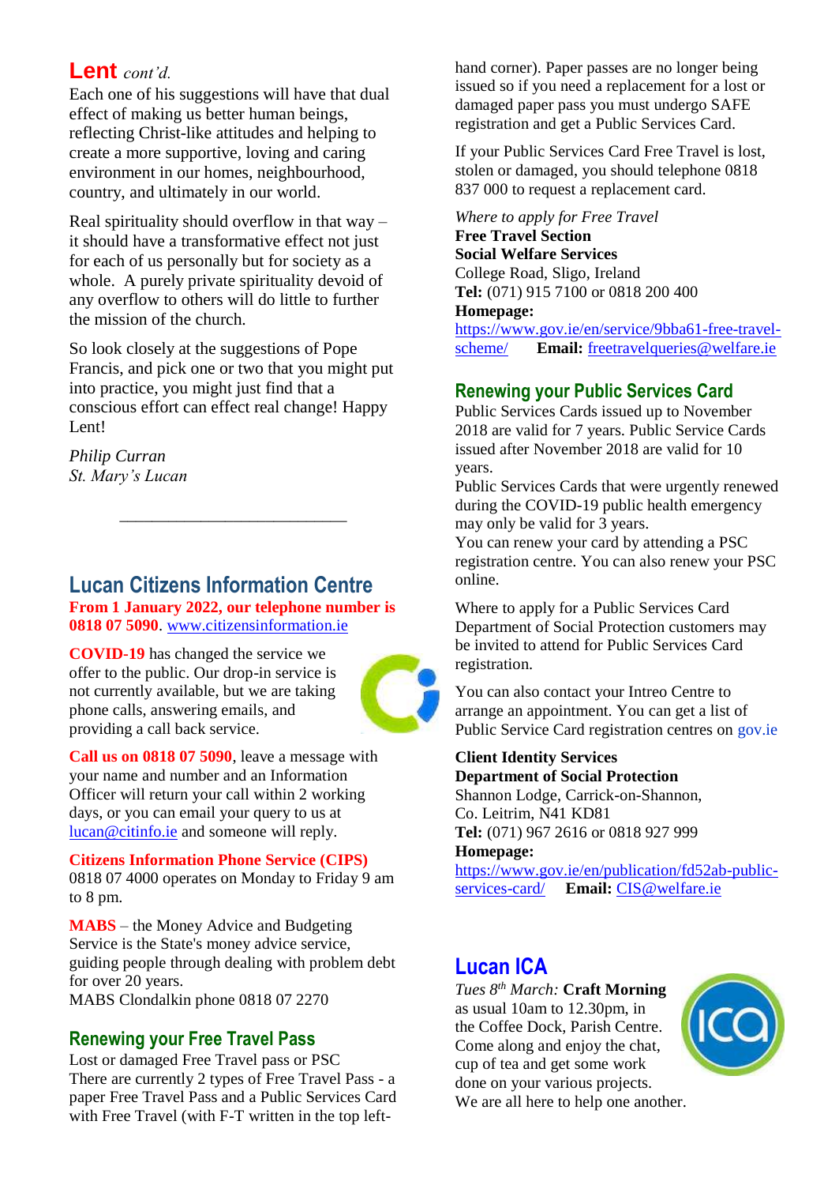## Lent *cont'd.*

Each one of his suggestions will have that dual effect of making us better human beings, reflecting Christ-like attitudes and helping to create a more supportive, loving and caring environment in our homes, neighbourhood, country, and ultimately in our world.

Real spirituality should overflow in that way – it should have a transformative effect not just for each of us personally but for society as a whole. A purely private spirituality devoid of any overflow to others will do little to further the mission of the church.

So look closely at the suggestions of Pope Francis, and pick one or two that you might put into practice, you might just find that a conscious effort can effect real change! Happy Lent!

*Philip Curran*
*St. Mary's Lucan*

---

## Lucan Citizens Information Centre

**From 1 January 2022, our telephone number is 0818 07 5090**. www.citizensinformation.ie

**COVID-19** has changed the service we offer to the public. Our drop-in service is not currently available, but we are taking phone calls, answering emails, and providing a call back service.

**Call us on 0818 07 5090**, leave a message with your name and number and an Information Officer will return your call within 2 working days, or you can email your query to us at lucan@citinfo.ie and someone will reply.

**Citizens Information Phone Service (CIPS)**
0818 07 4000 operates on Monday to Friday 9 am to 8 pm.

**MABS** – the Money Advice and Budgeting Service is the State's money advice service, guiding people through dealing with problem debt for over 20 years.
MABS Clondalkin phone 0818 07 2270

## Renewing your Free Travel Pass

Lost or damaged Free Travel pass or PSC
There are currently 2 types of Free Travel Pass - a paper Free Travel Pass and a Public Services Card with Free Travel (with F-T written in the top left-hand corner). Paper passes are no longer being issued so if you need a replacement for a lost or damaged paper pass you must undergo SAFE registration and get a Public Services Card.

If your Public Services Card Free Travel is lost, stolen or damaged, you should telephone 0818 837 000 to request a replacement card.

*Where to apply for Free Travel*
**Free Travel Section**
**Social Welfare Services**
College Road, Sligo, Ireland
**Tel:** (071) 915 7100 or 0818 200 400
**Homepage:**
https://www.gov.ie/en/service/9bba61-free-travel-scheme/ **Email:** freetravelqueries@welfare.ie

## Renewing your Public Services Card

Public Services Cards issued up to November 2018 are valid for 7 years. Public Service Cards issued after November 2018 are valid for 10 years.
Public Services Cards that were urgently renewed during the COVID-19 public health emergency may only be valid for 3 years.
You can renew your card by attending a PSC registration centre. You can also renew your PSC online.

Where to apply for a Public Services Card
Department of Social Protection customers may be invited to attend for Public Services Card registration.

You can also contact your Intreo Centre to arrange an appointment. You can get a list of Public Service Card registration centres on gov.ie

**Client Identity Services**
**Department of Social Protection**
Shannon Lodge, Carrick-on-Shannon,
Co. Leitrim, N41 KD81
**Tel:** (071) 967 2616 or 0818 927 999
**Homepage:**
https://www.gov.ie/en/publication/fd52ab-public-services-card/ **Email:** CIS@welfare.ie

## Lucan ICA

*Tues 8th March:* **Craft Morning** as usual 10am to 12.30pm, in the Coffee Dock, Parish Centre. Come along and enjoy the chat, cup of tea and get some work done on your various projects. We are all here to help one another.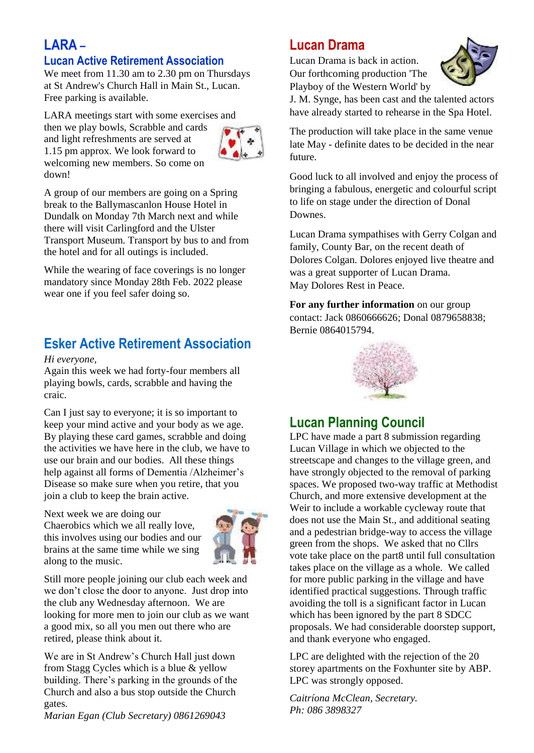## LARA – Lucan Active Retirement Association

We meet from 11.30 am to 2.30 pm on Thursdays at St Andrew's Church Hall in Main St., Lucan. Free parking is available.

LARA meetings start with some exercises and then we play bowls, Scrabble and cards and light refreshments are served at 1.15 pm approx. We look forward to welcoming new members. So come on down!

A group of our members are going on a Spring break to the Ballymascanlon House Hotel in Dundalk on Monday 7th March next and while there will visit Carlingford and the Ulster Transport Museum. Transport by bus to and from the hotel and for all outings is included.

While the wearing of face coverings is no longer mandatory since Monday 28th Feb. 2022 please wear one if you feel safer doing so.

## Esker Active Retirement Association

*Hi everyone,*

Again this week we had forty-four members all playing bowls, cards, scrabble and having the craic.

Can I just say to everyone; it is so important to keep your mind active and your body as we age. By playing these card games, scrabble and doing the activities we have here in the club, we have to use our brain and our bodies. All these things help against all forms of Dementia /Alzheimer's Disease so make sure when you retire, that you join a club to keep the brain active.

Next week we are doing our Chaerobics which we all really love, this involves using our bodies and our brains at the same time while we sing along to the music.

Still more people joining our club each week and we don't close the door to anyone. Just drop into the club any Wednesday afternoon. We are looking for more men to join our club as we want a good mix, so all you men out there who are retired, please think about it.

We are in St Andrew's Church Hall just down from Stagg Cycles which is a blue & yellow building. There's parking in the grounds of the Church and also a bus stop outside the Church gates.

*Marian Egan (Club Secretary) 0861269043*

## Lucan Drama

Lucan Drama is back in action. Our forthcoming production 'The Playboy of the Western World' by J. M. Synge, has been cast and the talented actors have already started to rehearse in the Spa Hotel.

The production will take place in the same venue late May - definite dates to be decided in the near future.

Good luck to all involved and enjoy the process of bringing a fabulous, energetic and colourful script to life on stage under the direction of Donal Downes.

Lucan Drama sympathises with Gerry Colgan and family, County Bar, on the recent death of Dolores Colgan. Dolores enjoyed live theatre and was a great supporter of Lucan Drama.
May Dolores Rest in Peace.

**For any further information** on our group contact: Jack 0860666626; Donal 0879658838; Bernie 0864015794.

## Lucan Planning Council

LPC have made a part 8 submission regarding Lucan Village in which we objected to the streetscape and changes to the village green, and have strongly objected to the removal of parking spaces. We proposed two-way traffic at Methodist Church, and more extensive development at the Weir to include a workable cycleway route that does not use the Main St., and additional seating and a pedestrian bridge-way to access the village green from the shops. We asked that no Cllrs vote take place on the part8 until full consultation takes place on the village as a whole. We called for more public parking in the village and have identified practical suggestions. Through traffic avoiding the toll is a significant factor in Lucan which has been ignored by the part 8 SDCC proposals. We had considerable doorstep support, and thank everyone who engaged.

LPC are delighted with the rejection of the 20 storey apartments on the Foxhunter site by ABP. LPC was strongly opposed.

*Caitríona McClean, Secretary.*
*Ph: 086 3898327*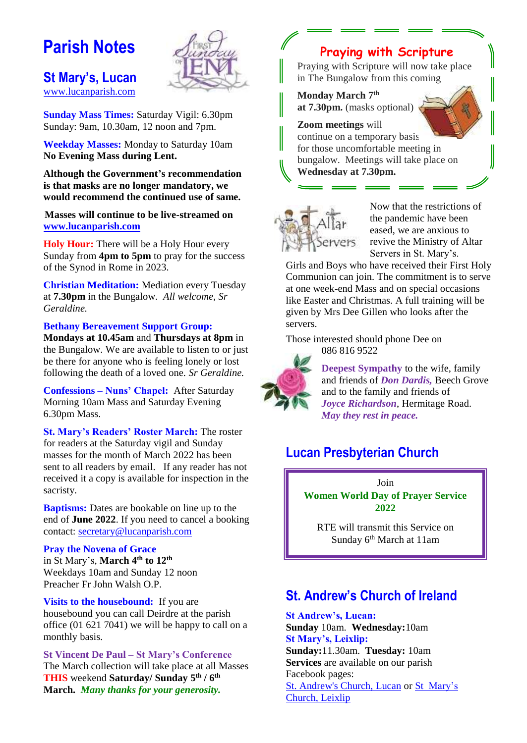# Parish Notes

## St Mary's, Lucan

www.lucanparish.com

**Sunday Mass Times:** Saturday Vigil: 6.30pm
Sunday: 9am, 10.30am, 12 noon and 7pm.

**Weekday Masses:** Monday to Saturday 10am
**No Evening Mass during Lent.**

**Although the Government's recommendation is that masks are no longer mandatory, we would recommend the continued use of same.**

**Masses will continue to be live-streamed on www.lucanparish.com**

**Holy Hour:** There will be a Holy Hour every Sunday from **4pm to 5pm** to pray for the success of the Synod in Rome in 2023.

**Christian Meditation:** Mediation every Tuesday at **7.30pm** in the Bungalow. *All welcome, Sr Geraldine.*

**Bethany Bereavement Support Group:**
**Mondays at 10.45am** and **Thursdays at 8pm** in the Bungalow. We are available to listen to or just be there for anyone who is feeling lonely or lost following the death of a loved one. *Sr Geraldine.*

**Confessions – Nuns' Chapel:** After Saturday Morning 10am Mass and Saturday Evening 6.30pm Mass.

**St. Mary's Readers' Roster March:** The roster for readers at the Saturday vigil and Sunday masses for the month of March 2022 has been sent to all readers by email. If any reader has not received it a copy is available for inspection in the sacristy.

**Baptisms:** Dates are bookable on line up to the end of **June 2022**. If you need to cancel a booking contact: secretary@lucanparish.com

**Pray the Novena of Grace**
in St Mary's, **March 4th to 12th**
Weekdays 10am and Sunday 12 noon
Preacher Fr John Walsh O.P.

**Visits to the housebound:** If you are housebound you can call Deirdre at the parish office (01 621 7041) we will be happy to call on a monthly basis.

**St Vincent De Paul – St Mary's Conference**
The March collection will take place at all Masses **THIS** weekend **Saturday/ Sunday 5th / 6th March.** ***Many thanks for your generosity.***

### Praying with Scripture

Praying with Scripture will now take place in The Bungalow from this coming

**Monday March 7th at 7.30pm.** (masks optional)

**Zoom meetings** will continue on a temporary basis for those uncomfortable meeting in bungalow. Meetings will take place on **Wednesday at 7.30pm.**

**Altar Servers**

Now that the restrictions of the pandemic have been eased, we are anxious to revive the Ministry of Altar Servers in St. Mary's. Girls and Boys who have received their First Holy Communion can join. The commitment is to serve at one week-end Mass and on special occasions like Easter and Christmas. A full training will be given by Mrs Dee Gillen who looks after the servers.

Those interested should phone Dee on 086 816 9522

**Deepest Sympathy** to the wife, family and friends of ***Don Dardis,*** Beech Grove and to the family and friends of ***Joyce Richardson***, Hermitage Road.
***May they rest in peace.***

## Lucan Presbyterian Church

Join
**Women World Day of Prayer Service 2022**

RTE will transmit this Service on Sunday 6th March at 11am

## St. Andrew's Church of Ireland

**St Andrew's, Lucan:**
**Sunday** 10am. **Wednesday:** 10am
**St Mary's, Leixlip:**
**Sunday:** 11.30am. **Tuesday:** 10am
**Services** are available on our parish Facebook pages:
St. Andrew's Church, Lucan or St Mary's Church, Leixlip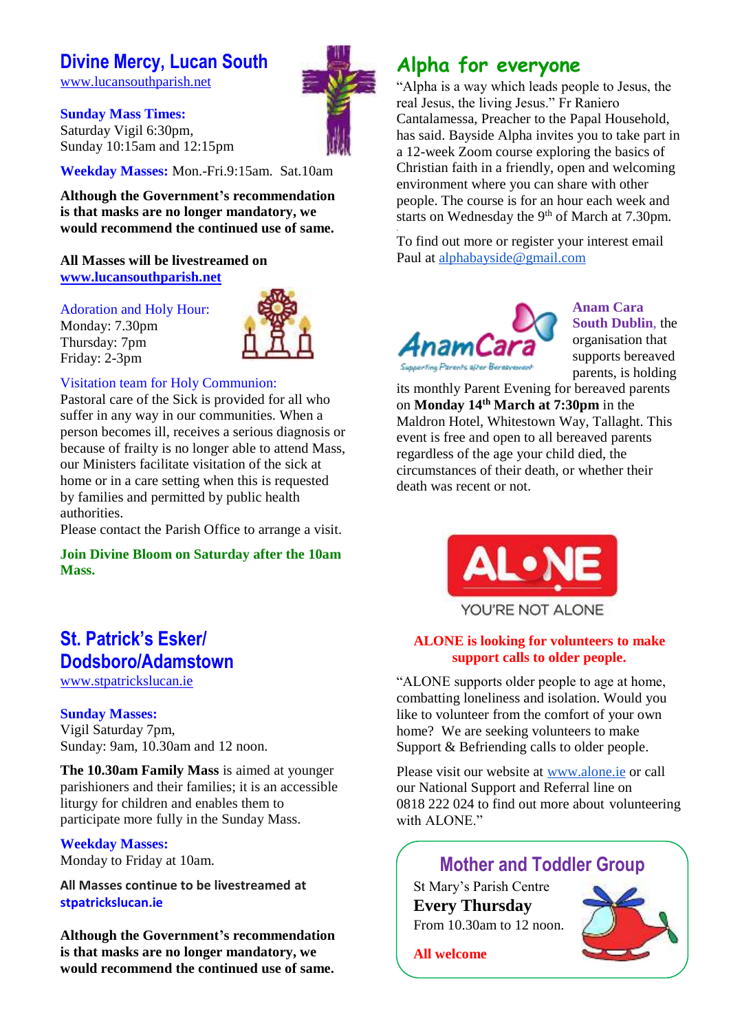## Divine Mercy, Lucan South

www.lucansouthparish.net

**Sunday Mass Times:**
Saturday Vigil 6:30pm,
Sunday 10:15am and 12:15pm

**Weekday Masses:** Mon.-Fri.9:15am. Sat.10am

**Although the Government's recommendation is that masks are no longer mandatory, we would recommend the continued use of same.**

**All Masses will be livestreamed on www.lucansouthparish.net**

Adoration and Holy Hour:
Monday: 7.30pm
Thursday: 7pm
Friday: 2-3pm

Visitation team for Holy Communion:
Pastoral care of the Sick is provided for all who suffer in any way in our communities. When a person becomes ill, receives a serious diagnosis or because of frailty is no longer able to attend Mass, our Ministers facilitate visitation of the sick at home or in a care setting when this is requested by families and permitted by public health authorities.
Please contact the Parish Office to arrange a visit.

**Join Divine Bloom on Saturday after the 10am Mass.**

## St. Patrick's Esker/ Dodsboro/Adamstown

www.stpatrickslucan.ie

**Sunday Masses:**
Vigil Saturday 7pm,
Sunday: 9am, 10.30am and 12 noon.

**The 10.30am Family Mass** is aimed at younger parishioners and their families; it is an accessible liturgy for children and enables them to participate more fully in the Sunday Mass.

**Weekday Masses:**
Monday to Friday at 10am.

**All Masses continue to be livestreamed at stpatrickslucan.ie**

**Although the Government's recommendation is that masks are no longer mandatory, we would recommend the continued use of same.**

## Alpha for everyone

"Alpha is a way which leads people to Jesus, the real Jesus, the living Jesus." Fr Raniero Cantalamessa, Preacher to the Papal Household, has said. Bayside Alpha invites you to take part in a 12-week Zoom course exploring the basics of Christian faith in a friendly, open and welcoming environment where you can share with other people. The course is for an hour each week and starts on Wednesday the 9th of March at 7.30pm.

To find out more or register your interest email Paul at alphabayside@gmail.com

**Anam Cara South Dublin**, the organisation that supports bereaved parents, is holding its monthly Parent Evening for bereaved parents on **Monday 14th March at 7:30pm** in the Maldron Hotel, Whitestown Way, Tallaght. This event is free and open to all bereaved parents regardless of the age your child died, the circumstances of their death, or whether their death was recent or not.

**ALONE is looking for volunteers to make support calls to older people.**

"ALONE supports older people to age at home, combatting loneliness and isolation. Would you like to volunteer from the comfort of your own home? We are seeking volunteers to make Support & Befriending calls to older people.

Please visit our website at www.alone.ie or call our National Support and Referral line on 0818 222 024 to find out more about volunteering with ALONE."

### Mother and Toddler Group

St Mary's Parish Centre
**Every Thursday**
From 10.30am to 12 noon.

**All welcome**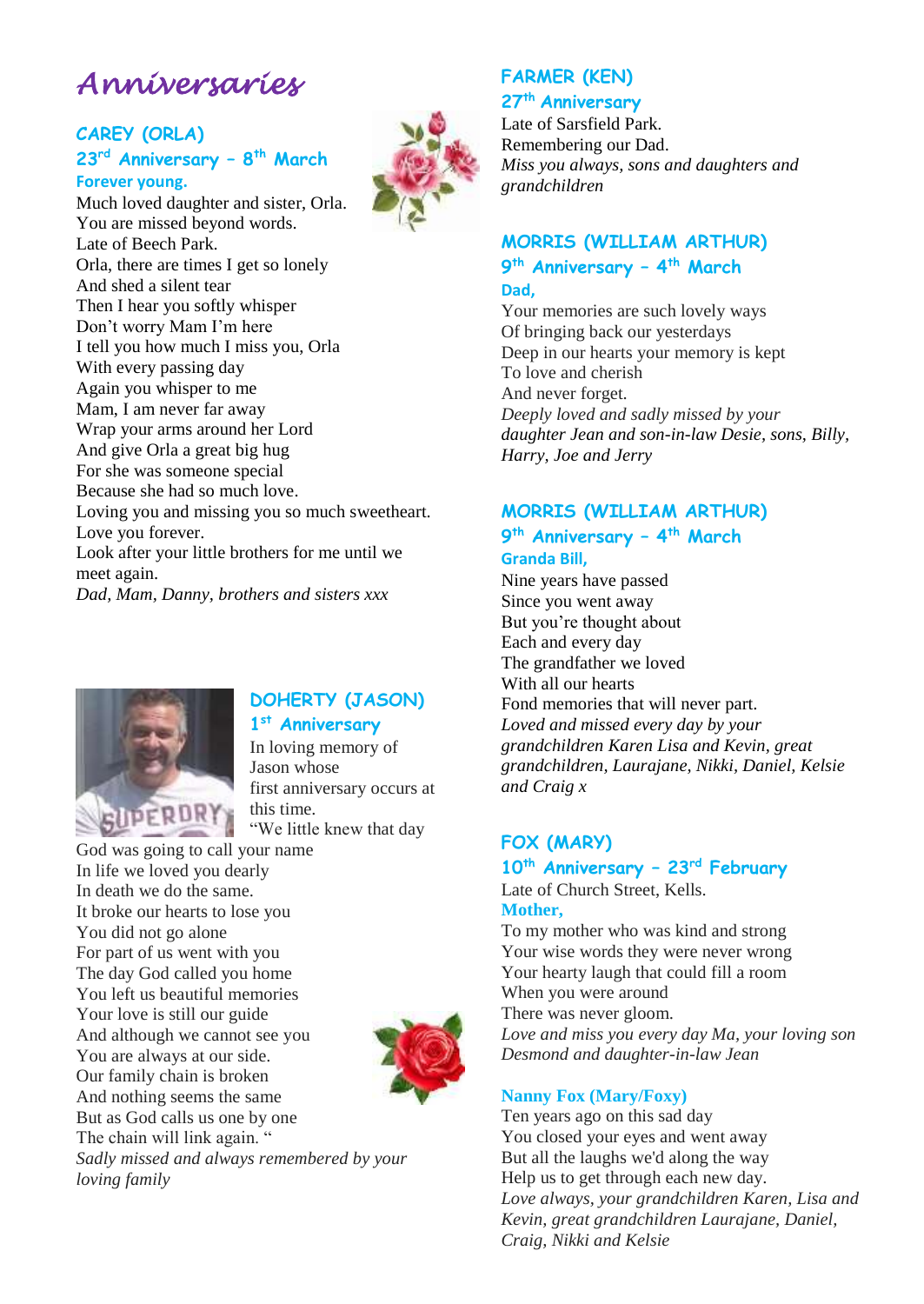# Anniversaries

### CAREY (ORLA)

**23rd Anniversary – 8th March**

**Forever young.**

Much loved daughter and sister, Orla.
You are missed beyond words.
Late of Beech Park.
Orla, there are times I get so lonely
And shed a silent tear
Then I hear you softly whisper
Don't worry Mam I'm here
I tell you how much I miss you, Orla
With every passing day
Again you whisper to me
Mam, I am never far away
Wrap your arms around her Lord
And give Orla a great big hug
For she was someone special
Because she had so much love.
Loving you and missing you so much sweetheart.
Love you forever.
Look after your little brothers for me until we meet again.
*Dad, Mam, Danny, brothers and sisters xxx*

### DOHERTY (JASON)

**1st Anniversary**

In loving memory of Jason whose first anniversary occurs at this time.
"We little knew that day
God was going to call your name
In life we loved you dearly
In death we do the same.
It broke our hearts to lose you
You did not go alone
For part of us went with you
The day God called you home
You left us beautiful memories
Your love is still our guide
And although we cannot see you
You are always at our side.
Our family chain is broken
And nothing seems the same
But as God calls us one by one
The chain will link again. "
*Sadly missed and always remembered by your loving family*

### FARMER (KEN)

**27th Anniversary**

Late of Sarsfield Park.
Remembering our Dad.
*Miss you always, sons and daughters and grandchildren*

### MORRIS (WILLIAM ARTHUR)

**9th Anniversary – 4th March**

**Dad,**

Your memories are such lovely ways
Of bringing back our yesterdays
Deep in our hearts your memory is kept
To love and cherish
And never forget.
*Deeply loved and sadly missed by your daughter Jean and son-in-law Desie, sons, Billy, Harry, Joe and Jerry*

### MORRIS (WILLIAM ARTHUR)

**9th Anniversary – 4th March**

**Granda Bill,**

Nine years have passed
Since you went away
But you're thought about
Each and every day
The grandfather we loved
With all our hearts
Fond memories that will never part.
*Loved and missed every day by your grandchildren Karen Lisa and Kevin, great grandchildren, Laurajane, Nikki, Daniel, Kelsie and Craig x*

### FOX (MARY)

**10th Anniversary – 23rd February**

Late of Church Street, Kells.

**Mother,**

To my mother who was kind and strong
Your wise words they were never wrong
Your hearty laugh that could fill a room
When you were around
There was never gloom.
*Love and miss you every day Ma, your loving son Desmond and daughter-in-law Jean*

**Nanny Fox (Mary/Foxy)**

Ten years ago on this sad day
You closed your eyes and went away
But all the laughs we'd along the way
Help us to get through each new day.
*Love always, your grandchildren Karen, Lisa and Kevin, great grandchildren Laurajane, Daniel, Craig, Nikki and Kelsie*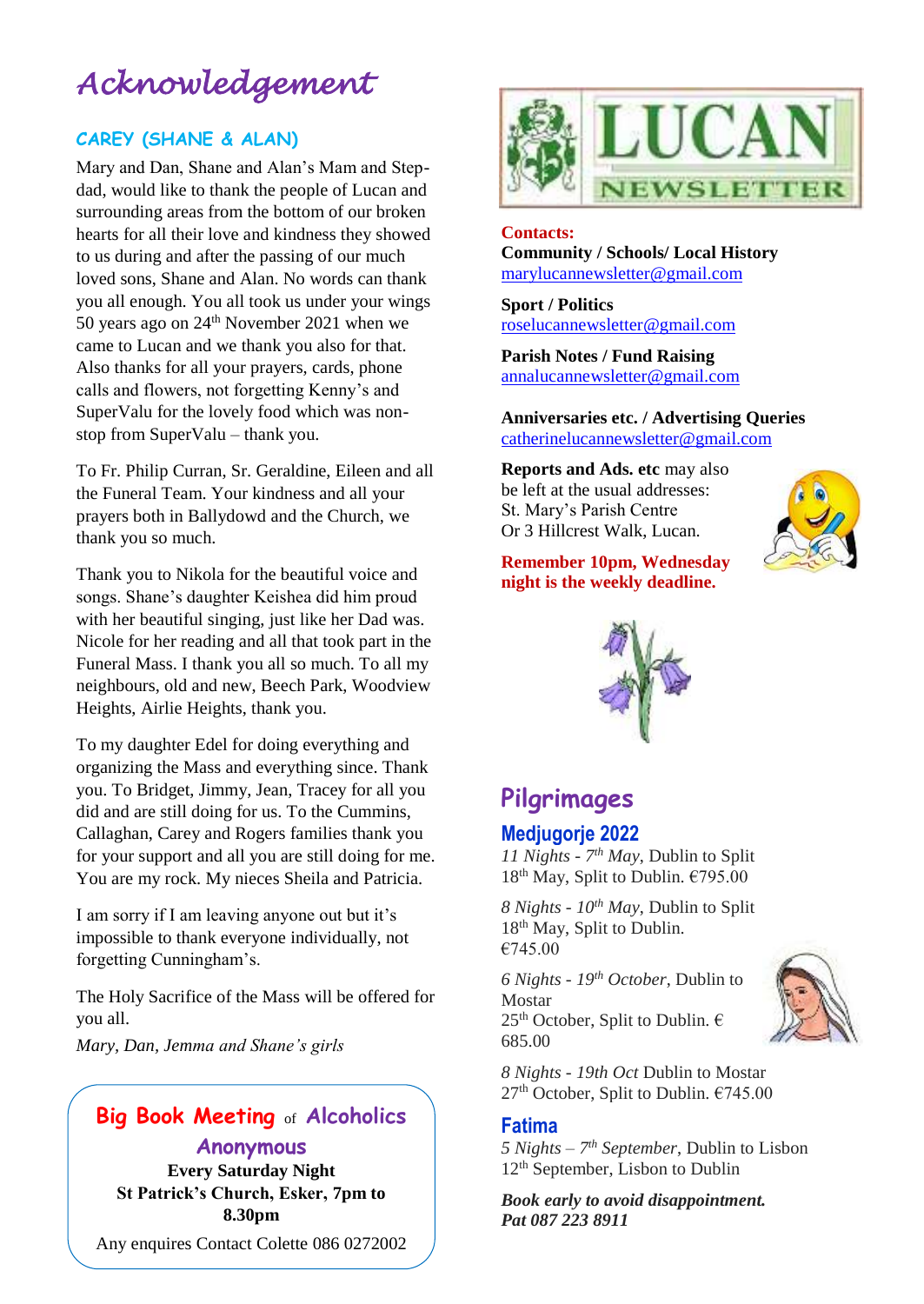# Acknowledgement

## CAREY (SHANE & ALAN)

Mary and Dan, Shane and Alan's Mam and Step-dad, would like to thank the people of Lucan and surrounding areas from the bottom of our broken hearts for all their love and kindness they showed to us during and after the passing of our much loved sons, Shane and Alan. No words can thank you all enough. You all took us under your wings 50 years ago on 24th November 2021 when we came to Lucan and we thank you also for that. Also thanks for all your prayers, cards, phone calls and flowers, not forgetting Kenny's and SuperValu for the lovely food which was non-stop from SuperValu – thank you.

To Fr. Philip Curran, Sr. Geraldine, Eileen and all the Funeral Team. Your kindness and all your prayers both in Ballydowd and the Church, we thank you so much.

Thank you to Nikola for the beautiful voice and songs. Shane's daughter Keishea did him proud with her beautiful singing, just like her Dad was. Nicole for her reading and all that took part in the Funeral Mass. I thank you all so much. To all my neighbours, old and new, Beech Park, Woodview Heights, Airlie Heights, thank you.

To my daughter Edel for doing everything and organizing the Mass and everything since. Thank you. To Bridget, Jimmy, Jean, Tracey for all you did and are still doing for us. To the Cummins, Callaghan, Carey and Rogers families thank you for your support and all you are still doing for me. You are my rock. My nieces Sheila and Patricia.

I am sorry if I am leaving anyone out but it's impossible to thank everyone individually, not forgetting Cunningham's.

The Holy Sacrifice of the Mass will be offered for you all.

*Mary, Dan, Jemma and Shane's girls*

---

**Big Book Meeting of Alcoholics Anonymous**

**Every Saturday Night**
**St Patrick's Church, Esker, 7pm to 8.30pm**

Any enquires Contact Colette 086 0272002

---

**LUCAN NEWSLETTER**

**Contacts:**

**Community / Schools/ Local History**
marylucannewsletter@gmail.com

**Sport / Politics**
roselucannewsletter@gmail.com

**Parish Notes / Fund Raising**
annalucannewsletter@gmail.com

**Anniversaries etc. / Advertising Queries**
catherinelucannewsletter@gmail.com

**Reports and Ads. etc** may also be left at the usual addresses:
St. Mary's Parish Centre
Or 3 Hillcrest Walk, Lucan.

**Remember 10pm, Wednesday night is the weekly deadline.**

# Pilgrimages

## Medjugorje 2022

*11 Nights - 7th May*, Dublin to Split
18th May, Split to Dublin. €795.00

*8 Nights - 10th May*, Dublin to Split
18th May, Split to Dublin.
€745.00

*6 Nights - 19th October*, Dublin to Mostar
25th October, Split to Dublin. € 685.00

*8 Nights - 19th Oct* Dublin to Mostar
27th October, Split to Dublin. €745.00

## Fatima

*5 Nights – 7th September*, Dublin to Lisbon
12th September, Lisbon to Dublin

***Book early to avoid disappointment.***
***Pat 087 223 8911***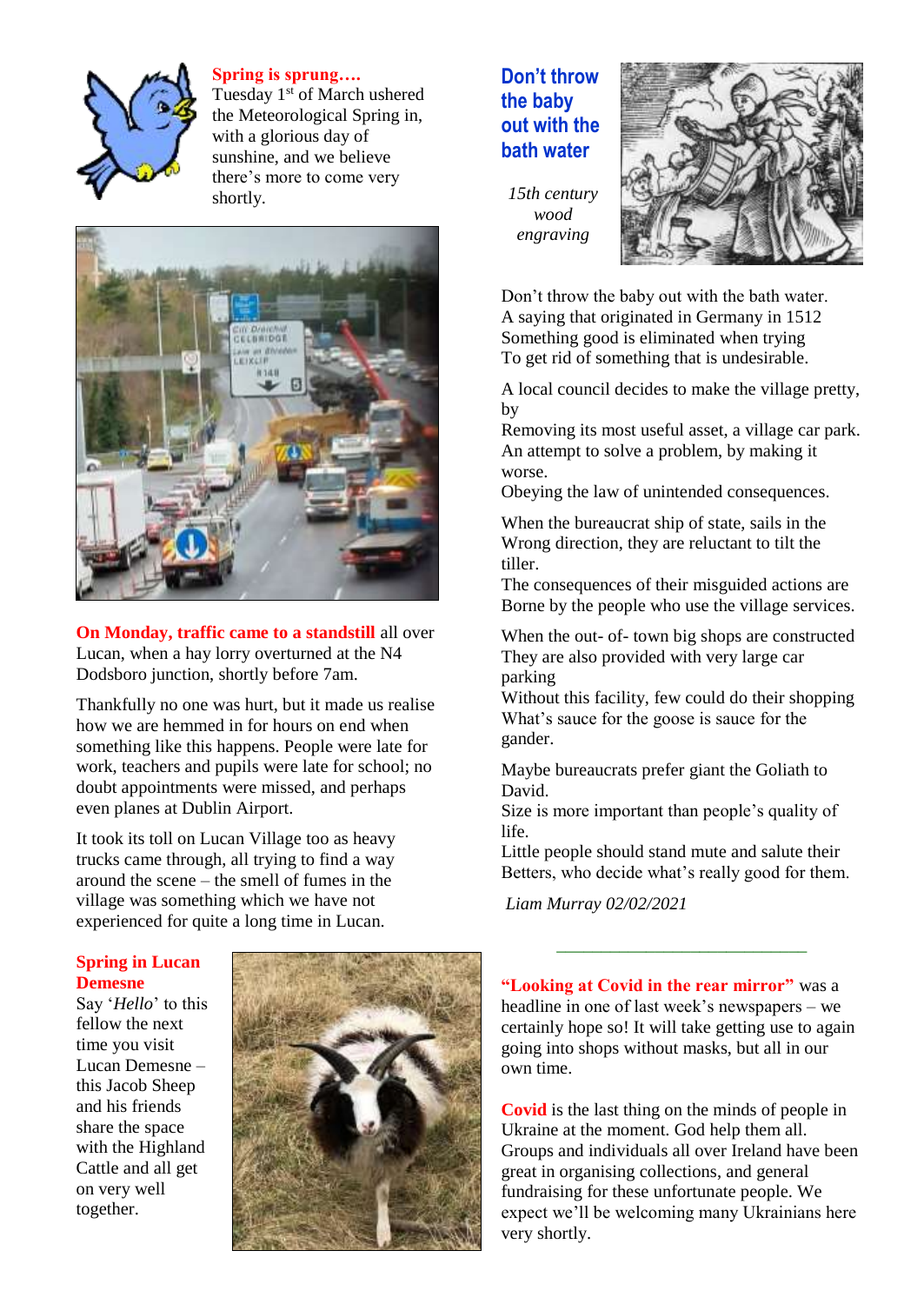**Spring is sprung….**
Tuesday 1st of March ushered the Meteorological Spring in, with a glorious day of sunshine, and we believe there's more to come very shortly.

**On Monday, traffic came to a standstill** all over Lucan, when a hay lorry overturned at the N4 Dodsboro junction, shortly before 7am.

Thankfully no one was hurt, but it made us realise how we are hemmed in for hours on end when something like this happens. People were late for work, teachers and pupils were late for school; no doubt appointments were missed, and perhaps even planes at Dublin Airport.

It took its toll on Lucan Village too as heavy trucks came through, all trying to find a way around the scene – the smell of fumes in the village was something which we have not experienced for quite a long time in Lucan.

**Spring in Lucan Demesne**
Say '*Hello*' to this fellow the next time you visit Lucan Demesne – this Jacob Sheep and his friends share the space with the Highland Cattle and all get on very well together.

## Don't throw the baby out with the bath water

*15th century wood engraving*

Don't throw the baby out with the bath water.
A saying that originated in Germany in 1512
Something good is eliminated when trying
To get rid of something that is undesirable.

A local council decides to make the village pretty, by
Removing its most useful asset, a village car park.
An attempt to solve a problem, by making it worse.
Obeying the law of unintended consequences.

When the bureaucrat ship of state, sails in the
Wrong direction, they are reluctant to tilt the tiller.
The consequences of their misguided actions are
Borne by the people who use the village services.

When the out- of- town big shops are constructed
They are also provided with very large car parking
Without this facility, few could do their shopping
What's sauce for the goose is sauce for the gander.

Maybe bureaucrats prefer giant the Goliath to David.
Size is more important than people's quality of life.
Little people should stand mute and salute their
Betters, who decide what's really good for them.

*Liam Murray 02/02/2021*

---

**"Looking at Covid in the rear mirror"** was a headline in one of last week's newspapers – we certainly hope so! It will take getting use to again going into shops without masks, but all in our own time.

**Covid** is the last thing on the minds of people in Ukraine at the moment. God help them all. Groups and individuals all over Ireland have been great in organising collections, and general fundraising for these unfortunate people. We expect we'll be welcoming many Ukrainians here very shortly.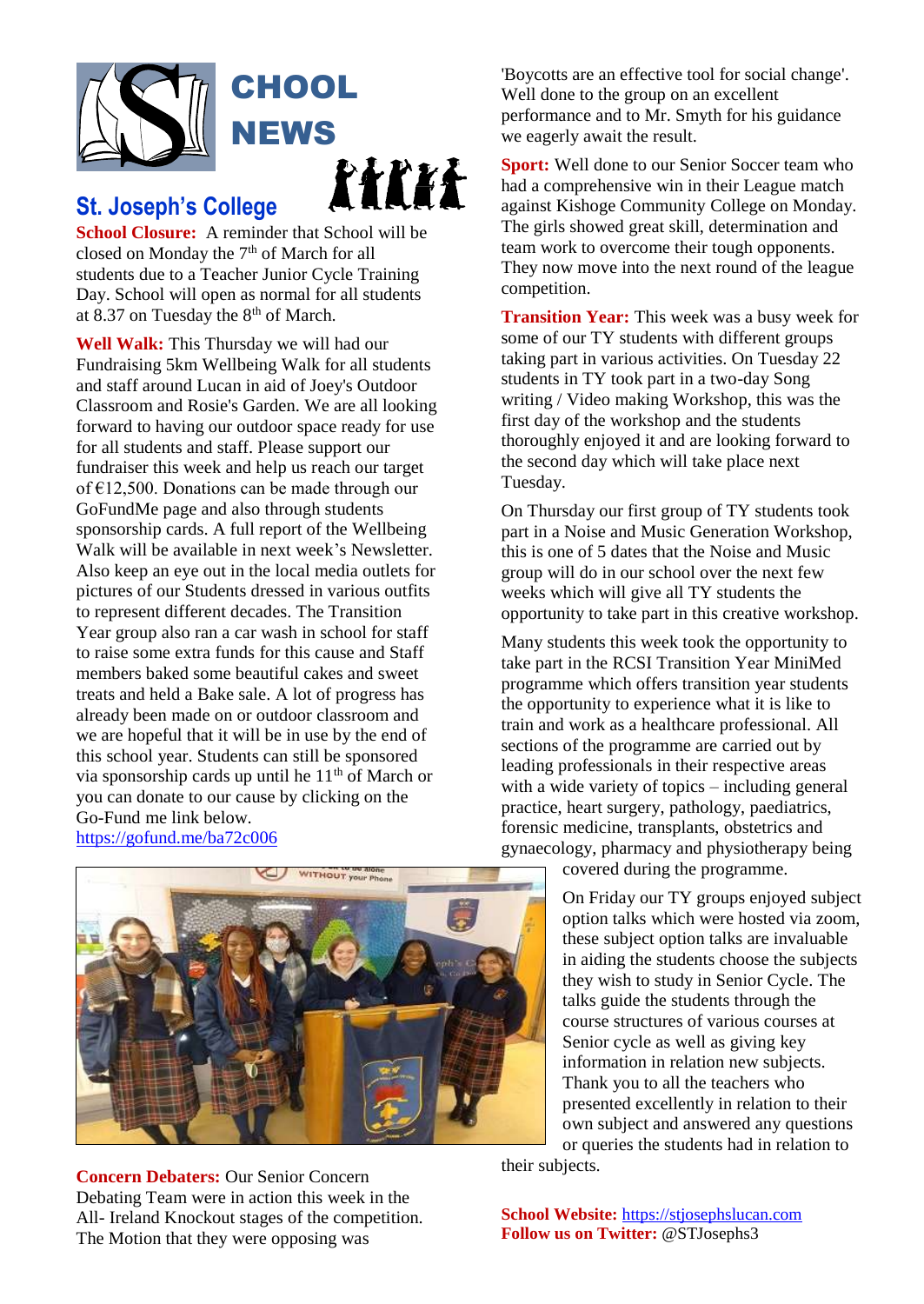# SCHOOL NEWS

## St. Joseph's College

**School Closure:** A reminder that School will be closed on Monday the 7th of March for all students due to a Teacher Junior Cycle Training Day. School will open as normal for all students at 8.37 on Tuesday the 8th of March.

**Well Walk:** This Thursday we will had our Fundraising 5km Wellbeing Walk for all students and staff around Lucan in aid of Joey's Outdoor Classroom and Rosie's Garden. We are all looking forward to having our outdoor space ready for use for all students and staff. Please support our fundraiser this week and help us reach our target of €12,500. Donations can be made through our GoFundMe page and also through students sponsorship cards. A full report of the Wellbeing Walk will be available in next week's Newsletter. Also keep an eye out in the local media outlets for pictures of our Students dressed in various outfits to represent different decades. The Transition Year group also ran a car wash in school for staff to raise some extra funds for this cause and Staff members baked some beautiful cakes and sweet treats and held a Bake sale. A lot of progress has already been made on or outdoor classroom and we are hopeful that it will be in use by the end of this school year. Students can still be sponsored via sponsorship cards up until he 11th of March or you can donate to our cause by clicking on the Go-Fund me link below.
https://gofund.me/ba72c006

**Concern Debaters:** Our Senior Concern Debating Team were in action this week in the All- Ireland Knockout stages of the competition. The Motion that they were opposing was 'Boycotts are an effective tool for social change'. Well done to the group on an excellent performance and to Mr. Smyth for his guidance we eagerly await the result.

**Sport:** Well done to our Senior Soccer team who had a comprehensive win in their League match against Kishoge Community College on Monday. The girls showed great skill, determination and team work to overcome their tough opponents. They now move into the next round of the league competition.

**Transition Year:** This week was a busy week for some of our TY students with different groups taking part in various activities. On Tuesday 22 students in TY took part in a two-day Song writing / Video making Workshop, this was the first day of the workshop and the students thoroughly enjoyed it and are looking forward to the second day which will take place next Tuesday.

On Thursday our first group of TY students took part in a Noise and Music Generation Workshop, this is one of 5 dates that the Noise and Music group will do in our school over the next few weeks which will give all TY students the opportunity to take part in this creative workshop.

Many students this week took the opportunity to take part in the RCSI Transition Year MiniMed programme which offers transition year students the opportunity to experience what it is like to train and work as a healthcare professional. All sections of the programme are carried out by leading professionals in their respective areas with a wide variety of topics – including general practice, heart surgery, pathology, paediatrics, forensic medicine, transplants, obstetrics and gynaecology, pharmacy and physiotherapy being covered during the programme.

On Friday our TY groups enjoyed subject option talks which were hosted via zoom, these subject option talks are invaluable in aiding the students choose the subjects they wish to study in Senior Cycle. The talks guide the students through the course structures of various courses at Senior cycle as well as giving key information in relation new subjects. Thank you to all the teachers who presented excellently in relation to their own subject and answered any questions or queries the students had in relation to their subjects.

**School Website:** https://stjosephslucan.com
**Follow us on Twitter:** @STJosephs3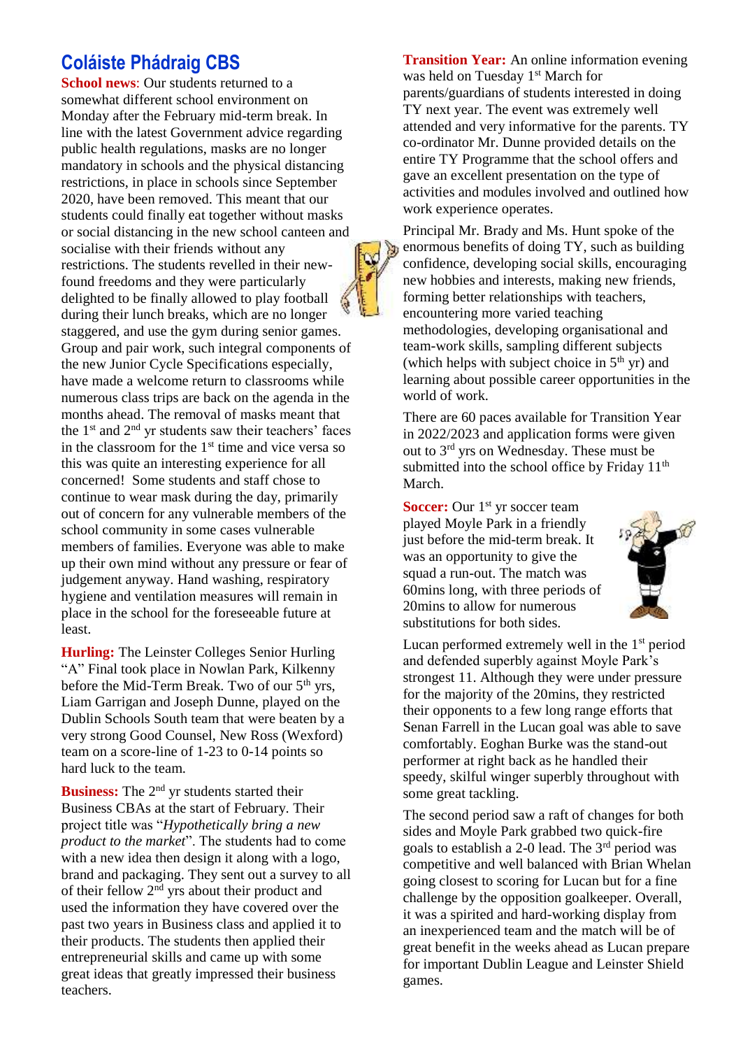## Coláiste Phádraig CBS

**School news**: Our students returned to a somewhat different school environment on Monday after the February mid-term break. In line with the latest Government advice regarding public health regulations, masks are no longer mandatory in schools and the physical distancing restrictions, in place in schools since September 2020, have been removed. This meant that our students could finally eat together without masks or social distancing in the new school canteen and socialise with their friends without any restrictions. The students revelled in their new-found freedoms and they were particularly delighted to be finally allowed to play football during their lunch breaks, which are no longer staggered, and use the gym during senior games. Group and pair work, such integral components of the new Junior Cycle Specifications especially, have made a welcome return to classrooms while numerous class trips are back on the agenda in the months ahead. The removal of masks meant that the 1st and 2nd yr students saw their teachers' faces in the classroom for the 1st time and vice versa so this was quite an interesting experience for all concerned! Some students and staff chose to continue to wear mask during the day, primarily out of concern for any vulnerable members of the school community in some cases vulnerable members of families. Everyone was able to make up their own mind without any pressure or fear of judgement anyway. Hand washing, respiratory hygiene and ventilation measures will remain in place in the school for the foreseeable future at least.

**Hurling:** The Leinster Colleges Senior Hurling "A" Final took place in Nowlan Park, Kilkenny before the Mid-Term Break. Two of our 5th yrs, Liam Garrigan and Joseph Dunne, played on the Dublin Schools South team that were beaten by a very strong Good Counsel, New Ross (Wexford) team on a score-line of 1-23 to 0-14 points so hard luck to the team.

**Business:** The 2nd yr students started their Business CBAs at the start of February. Their project title was "*Hypothetically bring a new product to the market*". The students had to come with a new idea then design it along with a logo, brand and packaging. They sent out a survey to all of their fellow 2nd yrs about their product and used the information they have covered over the past two years in Business class and applied it to their products. The students then applied their entrepreneurial skills and came up with some great ideas that greatly impressed their business teachers.

**Transition Year:** An online information evening was held on Tuesday 1st March for parents/guardians of students interested in doing TY next year. The event was extremely well attended and very informative for the parents. TY co-ordinator Mr. Dunne provided details on the entire TY Programme that the school offers and gave an excellent presentation on the type of activities and modules involved and outlined how work experience operates.

Principal Mr. Brady and Ms. Hunt spoke of the enormous benefits of doing TY, such as building confidence, developing social skills, encouraging new hobbies and interests, making new friends, forming better relationships with teachers, encountering more varied teaching methodologies, developing organisational and team-work skills, sampling different subjects (which helps with subject choice in 5th yr) and learning about possible career opportunities in the world of work.

There are 60 paces available for Transition Year in 2022/2023 and application forms were given out to 3rd yrs on Wednesday. These must be submitted into the school office by Friday 11th March.

**Soccer:** Our 1st yr soccer team played Moyle Park in a friendly just before the mid-term break. It was an opportunity to give the squad a run-out. The match was 60mins long, with three periods of 20mins to allow for numerous substitutions for both sides.

Lucan performed extremely well in the 1st period and defended superbly against Moyle Park's strongest 11. Although they were under pressure for the majority of the 20mins, they restricted their opponents to a few long range efforts that Senan Farrell in the Lucan goal was able to save comfortably. Eoghan Burke was the stand-out performer at right back as he handled their speedy, skilful winger superbly throughout with some great tackling.

The second period saw a raft of changes for both sides and Moyle Park grabbed two quick-fire goals to establish a 2-0 lead. The 3rd period was competitive and well balanced with Brian Whelan going closest to scoring for Lucan but for a fine challenge by the opposition goalkeeper. Overall, it was a spirited and hard-working display from an inexperienced team and the match will be of great benefit in the weeks ahead as Lucan prepare for important Dublin League and Leinster Shield games.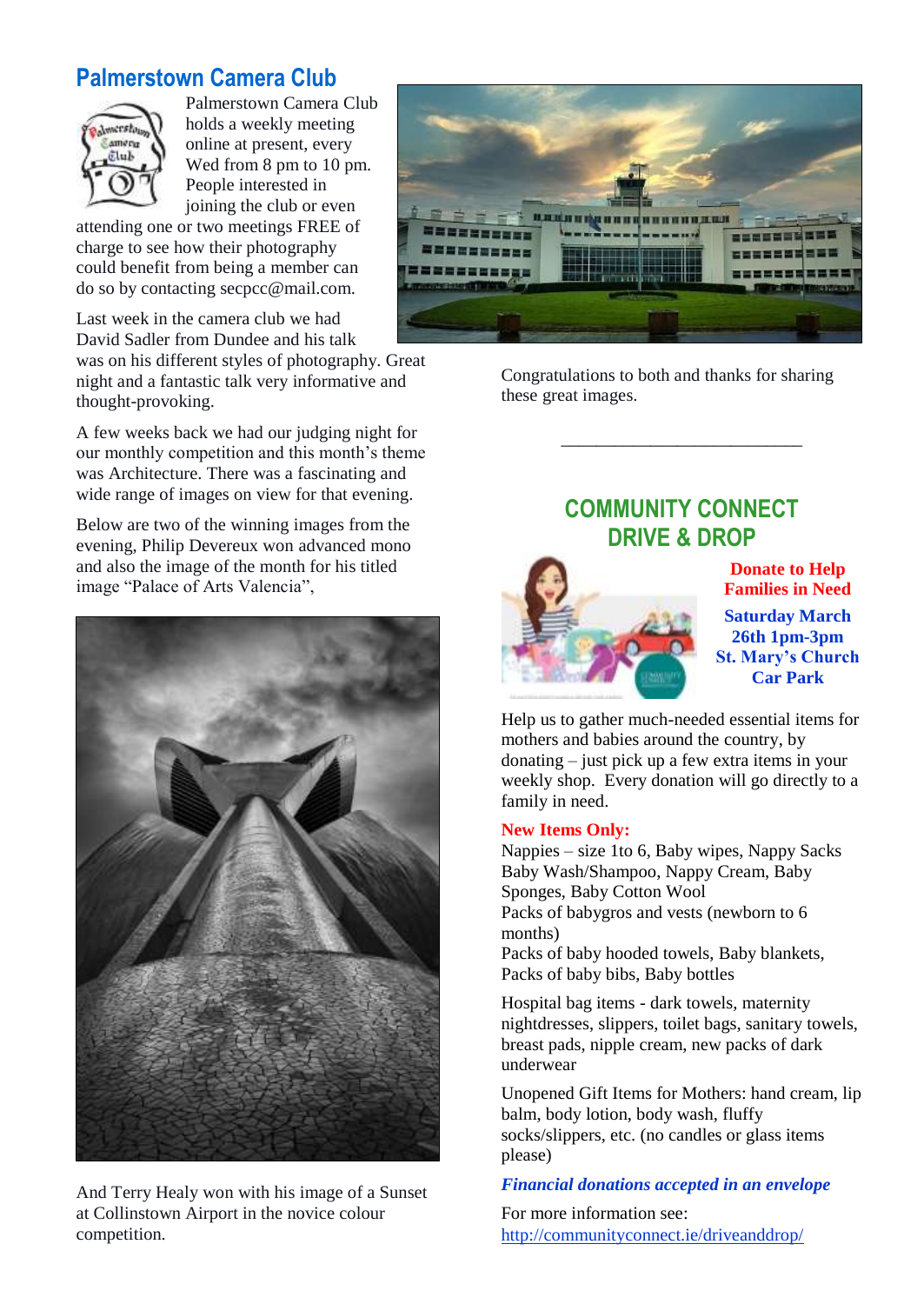## Palmerstown Camera Club

Palmerstown Camera Club holds a weekly meeting online at present, every Wed from 8 pm to 10 pm. People interested in joining the club or even attending one or two meetings FREE of charge to see how their photography could benefit from being a member can do so by contacting secpcc@mail.com.

Last week in the camera club we had David Sadler from Dundee and his talk was on his different styles of photography. Great night and a fantastic talk very informative and thought-provoking.

A few weeks back we had our judging night for our monthly competition and this month's theme was Architecture. There was a fascinating and wide range of images on view for that evening.

Below are two of the winning images from the evening, Philip Devereux won advanced mono and also the image of the month for his titled image "Palace of Arts Valencia",

And Terry Healy won with his image of a Sunset at Collinstown Airport in the novice colour competition.

Congratulations to both and thanks for sharing these great images.

---

## COMMUNITY CONNECT DRIVE & DROP

**Donate to Help Families in Need**

**Saturday March 26th 1pm-3pm St. Mary's Church Car Park**

Help us to gather much-needed essential items for mothers and babies around the country, by donating – just pick up a few extra items in your weekly shop. Every donation will go directly to a family in need.

**New Items Only:**

Nappies – size 1to 6, Baby wipes, Nappy Sacks
Baby Wash/Shampoo, Nappy Cream, Baby Sponges, Baby Cotton Wool
Packs of babygros and vests (newborn to 6 months)
Packs of baby hooded towels, Baby blankets, Packs of baby bibs, Baby bottles

Hospital bag items - dark towels, maternity nightdresses, slippers, toilet bags, sanitary towels, breast pads, nipple cream, new packs of dark underwear

Unopened Gift Items for Mothers: hand cream, lip balm, body lotion, body wash, fluffy socks/slippers, etc. (no candles or glass items please)

***Financial donations accepted in an envelope***

For more information see:
http://communityconnect.ie/driveanddrop/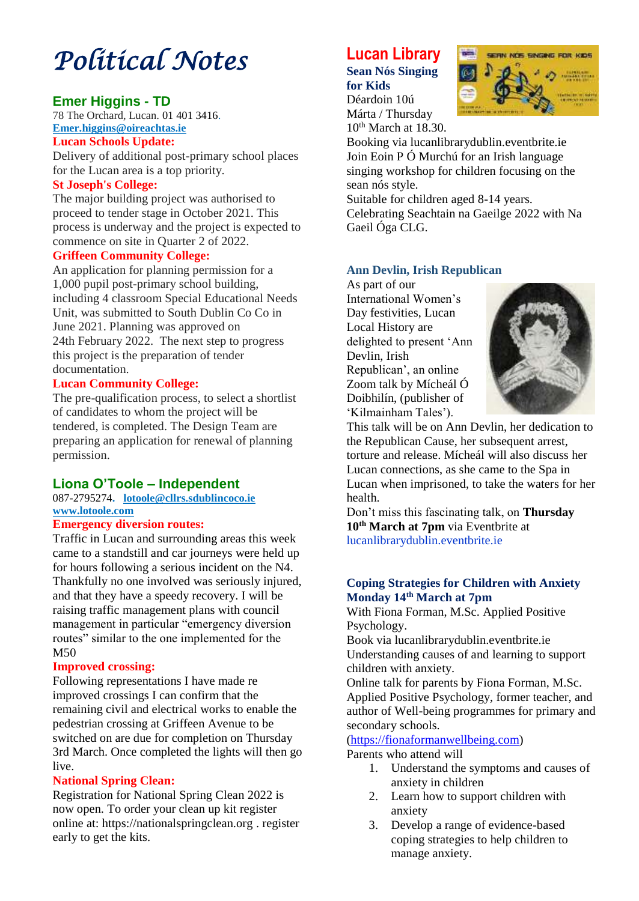# Political Notes

## Emer Higgins - TD

78 The Orchard, Lucan. 01 401 3416.
**Emer.higgins@oireachtas.ie**

**Lucan Schools Update:**

Delivery of additional post-primary school places for the Lucan area is a top priority.

**St Joseph's College:**

The major building project was authorised to proceed to tender stage in October 2021. This process is underway and the project is expected to commence on site in Quarter 2 of 2022.

**Griffeen Community College:**

An application for planning permission for a 1,000 pupil post-primary school building, including 4 classroom Special Educational Needs Unit, was submitted to South Dublin Co Co in June 2021. Planning was approved on 24th February 2022. The next step to progress this project is the preparation of tender documentation.

**Lucan Community College:**

The pre-qualification process, to select a shortlist of candidates to whom the project will be tendered, is completed. The Design Team are preparing an application for renewal of planning permission.

## Liona O'Toole – Independent

087-2795274. **lotoole@cllrs.sdublincoco.ie**
**www.lotoole.com**

**Emergency diversion routes:**

Traffic in Lucan and surrounding areas this week came to a standstill and car journeys were held up for hours following a serious incident on the N4. Thankfully no one involved was seriously injured, and that they have a speedy recovery. I will be raising traffic management plans with council management in particular "emergency diversion routes" similar to the one implemented for the M50

**Improved crossing:**

Following representations I have made re improved crossings I can confirm that the remaining civil and electrical works to enable the pedestrian crossing at Griffeen Avenue to be switched on are due for completion on Thursday 3rd March. Once completed the lights will then go live.

**National Spring Clean:**

Registration for National Spring Clean 2022 is now open. To order your clean up kit register online at: https://nationalspringclean.org . register early to get the kits.

# Lucan Library

### Sean Nós Singing for Kids

Déardoin 10ú Márta / Thursday 10th March at 18.30.
Booking via lucanlibrarydublin.eventbrite.ie
Join Eoin P Ó Murchú for an Irish language singing workshop for children focusing on the sean nós style.
Suitable for children aged 8-14 years.
Celebrating Seachtain na Gaeilge 2022 with Na Gaeil Óga CLG.

### Ann Devlin, Irish Republican

As part of our International Women's Day festivities, Lucan Local History are delighted to present 'Ann Devlin, Irish Republican', an online Zoom talk by Mícheál Ó Doibhilín, (publisher of 'Kilmainham Tales').
This talk will be on Ann Devlin, her dedication to the Republican Cause, her subsequent arrest, torture and release. Mícheál will also discuss her Lucan connections, as she came to the Spa in Lucan when imprisoned, to take the waters for her health.
Don't miss this fascinating talk, on **Thursday 10th March at 7pm** via Eventbrite at lucanlibrarydublin.eventbrite.ie

### Coping Strategies for Children with Anxiety Monday 14th March at 7pm

With Fiona Forman, M.Sc. Applied Positive Psychology.
Book via lucanlibrarydublin.eventbrite.ie
Understanding causes of and learning to support children with anxiety.
Online talk for parents by Fiona Forman, M.Sc. Applied Positive Psychology, former teacher, and author of Well-being programmes for primary and secondary schools.
(https://fionaformanwellbeing.com)
Parents who attend will

1. Understand the symptoms and causes of anxiety in children
2. Learn how to support children with anxiety
3. Develop a range of evidence-based coping strategies to help children to manage anxiety.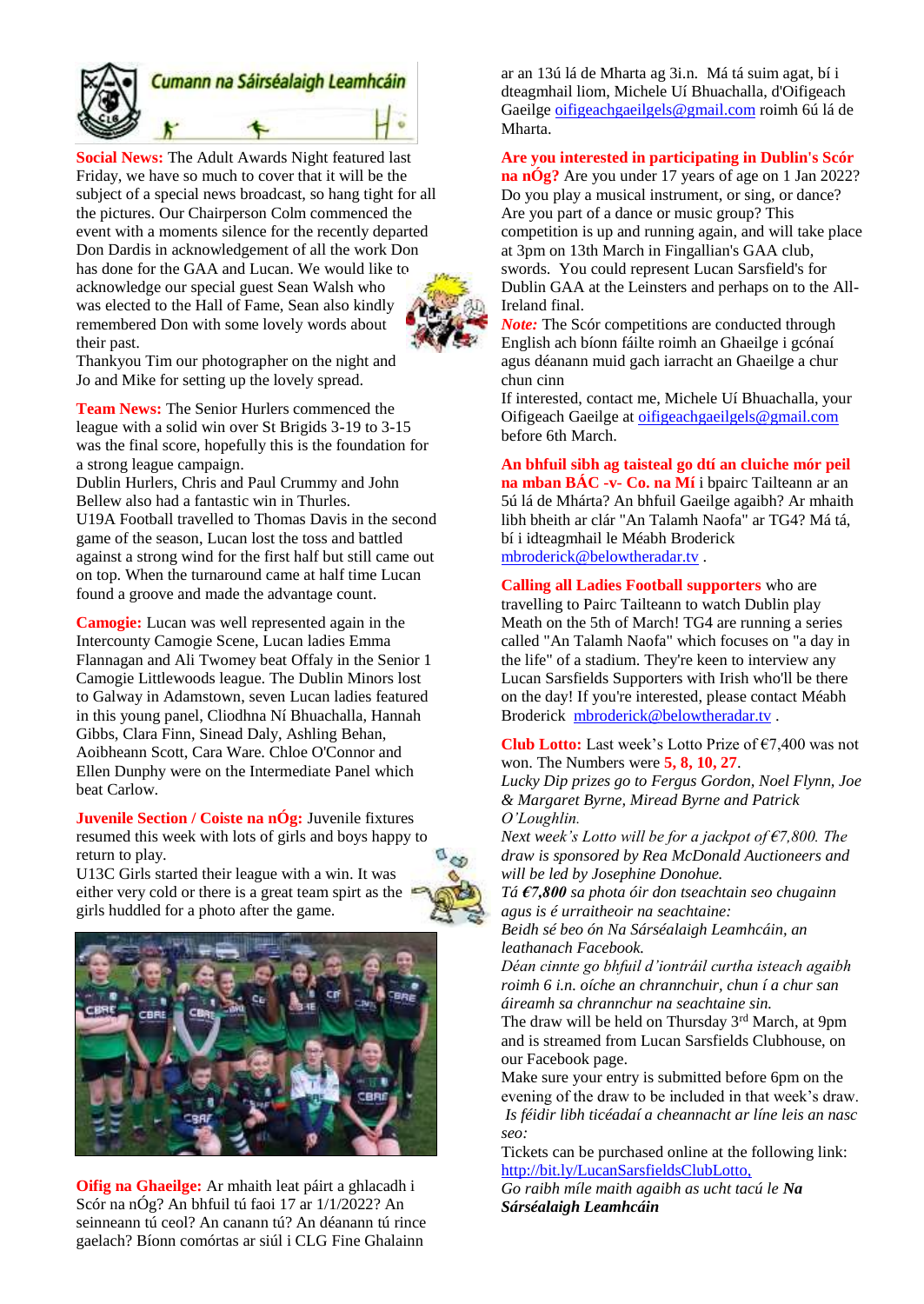## Cumann na Sáirséalaigh Leamhcáin

**Social News:** The Adult Awards Night featured last Friday, we have so much to cover that it will be the subject of a special news broadcast, so hang tight for all the pictures. Our Chairperson Colm commenced the event with a moments silence for the recently departed Don Dardis in acknowledgement of all the work Don has done for the GAA and Lucan. We would like to acknowledge our special guest Sean Walsh who was elected to the Hall of Fame, Sean also kindly remembered Don with some lovely words about their past.
Thankyou Tim our photographer on the night and Jo and Mike for setting up the lovely spread.

**Team News:** The Senior Hurlers commenced the league with a solid win over St Brigids 3-19 to 3-15 was the final score, hopefully this is the foundation for a strong league campaign.
Dublin Hurlers, Chris and Paul Crummy and John Bellew also had a fantastic win in Thurles.
U19A Football travelled to Thomas Davis in the second game of the season, Lucan lost the toss and battled against a strong wind for the first half but still came out on top. When the turnaround came at half time Lucan found a groove and made the advantage count.

**Camogie:** Lucan was well represented again in the Intercounty Camogie Scene, Lucan ladies Emma Flannagan and Ali Twomey beat Offaly in the Senior 1 Camogie Littlewoods league. The Dublin Minors lost to Galway in Adamstown, seven Lucan ladies featured in this young panel, Cliodhna Ní Bhuachalla, Hannah Gibbs, Clara Finn, Sinead Daly, Ashling Behan, Aoibheann Scott, Cara Ware. Chloe O'Connor and Ellen Dunphy were on the Intermediate Panel which beat Carlow.

**Juvenile Section / Coiste na nÓg:** Juvenile fixtures resumed this week with lots of girls and boys happy to return to play.
U13C Girls started their league with a win. It was either very cold or there is a great team spirt as the girls huddled for a photo after the game.

**Oifig na Ghaeilge:** Ar mhaith leat páirt a ghlacadh i Scór na nÓg? An bhfuil tú faoi 17 ar 1/1/2022? An seinneann tú ceol? An canann tú? An déanann tú rince gaelach? Bíonn comórtas ar siúl i CLG Fine Ghalainn ar an 13ú lá de Mharta ag 3i.n. Má tá suim agat, bí i dteagmhail liom, Michele Uí Bhuachalla, d'Oifigeach Gaeilge oifigeachgaeilgels@gmail.com roimh 6ú lá de Mharta.

**Are you interested in participating in Dublin's Scór na nÓg?** Are you under 17 years of age on 1 Jan 2022? Do you play a musical instrument, or sing, or dance? Are you part of a dance or music group? This competition is up and running again, and will take place at 3pm on 13th March in Fingallian's GAA club, swords. You could represent Lucan Sarsfield's for Dublin GAA at the Leinsters and perhaps on to the All-Ireland final.
***Note:*** The Scór competitions are conducted through English ach bíonn fáilte roimh an Ghaeilge i gcónaí agus déanann muid gach iarracht an Ghaeilge a chur chun cinn
If interested, contact me, Michele Uí Bhuachalla, your Oifigeach Gaeilge at oifigeachgaeilgels@gmail.com before 6th March.

**An bhfuil sibh ag taisteal go dtí an cluiche mór peil na mban BÁC -v- Co. na Mí** i bpairc Tailteann ar an 5ú lá de Mhárta? An bhfuil Gaeilge agaibh? Ar mhaith libh bheith ar clár "An Talamh Naofa" ar TG4? Má tá, bí i idteagmhail le Méabh Broderick mbroderick@belowtheradar.tv .

**Calling all Ladies Football supporters** who are travelling to Pairc Tailteann to watch Dublin play Meath on the 5th of March! TG4 are running a series called "An Talamh Naofa" which focuses on "a day in the life" of a stadium. They're keen to interview any Lucan Sarsfields Supporters with Irish who'll be there on the day! If you're interested, please contact Méabh Broderick mbroderick@belowtheradar.tv .

**Club Lotto:** Last week's Lotto Prize of €7,400 was not won. The Numbers were **5, 8, 10, 27**.
*Lucky Dip prizes go to Fergus Gordon, Noel Flynn, Joe & Margaret Byrne, Miread Byrne and Patrick O'Loughlin.*
*Next week's Lotto will be for a jackpot of €7,800. The draw is sponsored by Rea McDonald Auctioneers and will be led by Josephine Donohue.*
*Tá **€7,800** sa phota óir don tseachtain seo chugainn agus is é urraitheoir na seachtaine:*
*Beidh sé beo ón Na Sárséalaigh Leamhcáin, an leathanach Facebook.*
*Déan cinnte go bhfuil d'iontráil curtha isteach agaibh roimh 6 i.n. oíche an chrannchuir, chun í a chur san áireamh sa chrannchur na seachtaine sin.*
The draw will be held on Thursday 3rd March, at 9pm and is streamed from Lucan Sarsfields Clubhouse, on our Facebook page.
Make sure your entry is submitted before 6pm on the evening of the draw to be included in that week's draw.
*Is féidir libh ticéadaí a cheannacht ar líne leis an nasc seo:*
Tickets can be purchased online at the following link: http://bit.ly/LucanSarsfieldsClubLotto,
*Go raibh míle maith agaibh as ucht tacú le **Na Sárséalaigh Leamhcáin***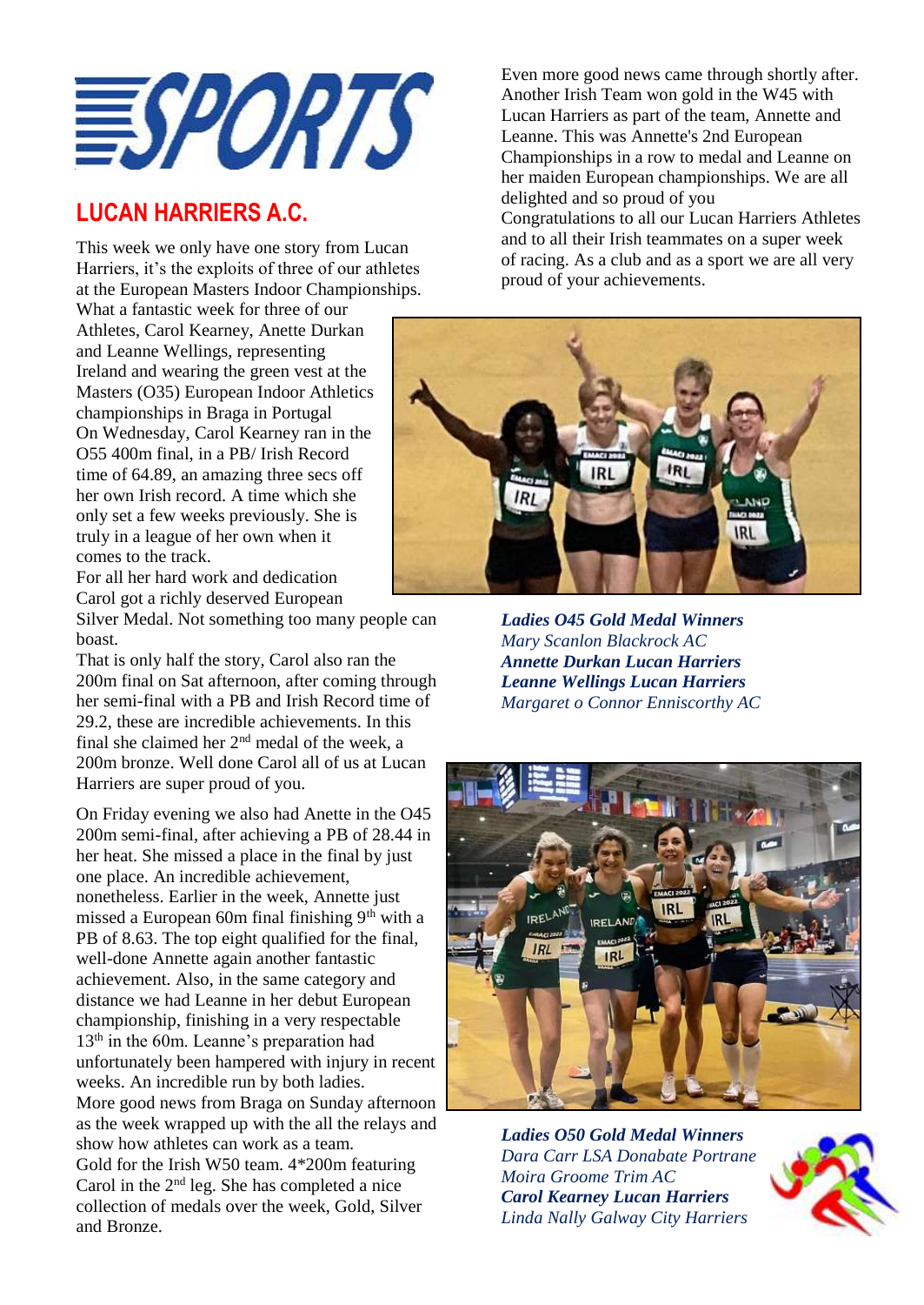# SPORTS

## LUCAN HARRIERS A.C.

This week we only have one story from Lucan Harriers, it's the exploits of three of our athletes at the European Masters Indoor Championships.

What a fantastic week for three of our Athletes, Carol Kearney, Anette Durkan and Leanne Wellings, representing Ireland and wearing the green vest at the Masters (O35) European Indoor Athletics championships in Braga in Portugal

On Wednesday, Carol Kearney ran in the O55 400m final, in a PB/ Irish Record time of 64.89, an amazing three secs off her own Irish record. A time which she only set a few weeks previously. She is truly in a league of her own when it comes to the track.

For all her hard work and dedication Carol got a richly deserved European Silver Medal. Not something too many people can boast.

That is only half the story, Carol also ran the 200m final on Sat afternoon, after coming through her semi-final with a PB and Irish Record time of 29.2, these are incredible achievements. In this final she claimed her 2nd medal of the week, a 200m bronze. Well done Carol all of us at Lucan Harriers are super proud of you.

On Friday evening we also had Anette in the O45 200m semi-final, after achieving a PB of 28.44 in her heat. She missed a place in the final by just one place. An incredible achievement, nonetheless. Earlier in the week, Annette just missed a European 60m final finishing 9th with a PB of 8.63. The top eight qualified for the final, well-done Annette again another fantastic achievement. Also, in the same category and distance we had Leanne in her debut European championship, finishing in a very respectable 13th in the 60m. Leanne's preparation had unfortunately been hampered with injury in recent weeks. An incredible run by both ladies.

More good news from Braga on Sunday afternoon as the week wrapped up with the all the relays and show how athletes can work as a team.

Gold for the Irish W50 team. 4*200m featuring Carol in the 2nd leg. She has completed a nice collection of medals over the week, Gold, Silver and Bronze.

Even more good news came through shortly after. Another Irish Team won gold in the W45 with Lucan Harriers as part of the team, Annette and Leanne. This was Annette's 2nd European Championships in a row to medal and Leanne on her maiden European championships. We are all delighted and so proud of you

Congratulations to all our Lucan Harriers Athletes and to all their Irish teammates on a super week of racing. As a club and as a sport we are all very proud of your achievements.

***Ladies O45 Gold Medal Winners***
*Mary Scanlon Blackrock AC*
***Annette Durkan Lucan Harriers***
***Leanne Wellings Lucan Harriers***
*Margaret o Connor Enniscorthy AC*

***Ladies O50 Gold Medal Winners***
*Dara Carr LSA Donabate Portrane*
*Moira Groome Trim AC*
***Carol Kearney Lucan Harriers***
*Linda Nally Galway City Harriers*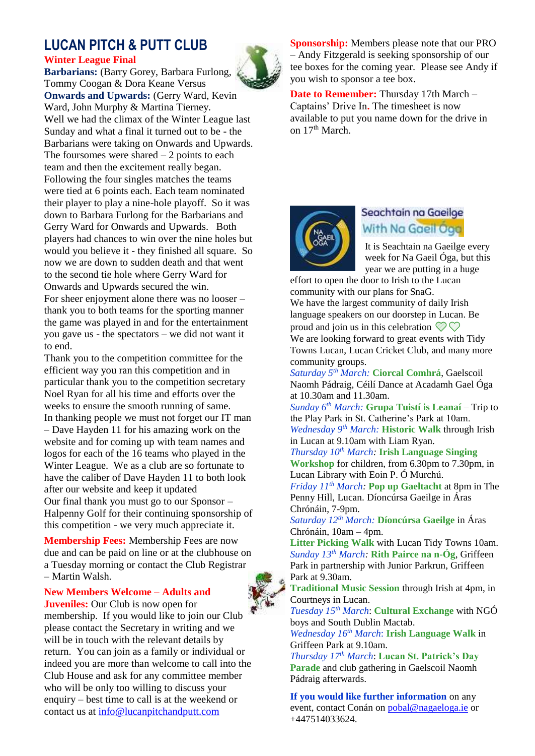# LUCAN PITCH & PUTT CLUB

**Winter League Final**

**Barbarians:** (Barry Gorey, Barbara Furlong, Tommy Coogan & Dora Keane Versus **Onwards and Upwards:** (Gerry Ward, Kevin Ward, John Murphy & Martina Tierney.

Well we had the climax of the Winter League last Sunday and what a final it turned out to be - the Barbarians were taking on Onwards and Upwards. The foursomes were shared – 2 points to each team and then the excitement really began. Following the four singles matches the teams were tied at 6 points each. Each team nominated their player to play a nine-hole playoff. So it was down to Barbara Furlong for the Barbarians and Gerry Ward for Onwards and Upwards. Both players had chances to win over the nine holes but would you believe it - they finished all square. So now we are down to sudden death and that went to the second tie hole where Gerry Ward for Onwards and Upwards secured the win.

For sheer enjoyment alone there was no looser – thank you to both teams for the sporting manner the game was played in and for the entertainment you gave us - the spectators – we did not want it to end.

Thank you to the competition committee for the efficient way you ran this competition and in particular thank you to the competition secretary Noel Ryan for all his time and efforts over the weeks to ensure the smooth running of same.

In thanking people we must not forget our IT man – Dave Hayden 11 for his amazing work on the website and for coming up with team names and logos for each of the 16 teams who played in the Winter League. We as a club are so fortunate to have the caliber of Dave Hayden 11 to both look after our website and keep it updated

Our final thank you must go to our Sponsor – Halpenny Golf for their continuing sponsorship of this competition - we very much appreciate it.

**Membership Fees:** Membership Fees are now due and can be paid on line or at the clubhouse on a Tuesday morning or contact the Club Registrar – Martin Walsh.

**New Members Welcome – Adults and Juveniles:** Our Club is now open for membership. If you would like to join our Club please contact the Secretary in writing and we will be in touch with the relevant details by return. You can join as a family or individual or indeed you are more than welcome to call into the Club House and ask for any committee member who will be only too willing to discuss your enquiry – best time to call is at the weekend or contact us at info@lucanpitchandputt.com

**Sponsorship:** Members please note that our PRO – Andy Fitzgerald is seeking sponsorship of our tee boxes for the coming year. Please see Andy if you wish to sponsor a tee box.

**Date to Remember:** Thursday 17th March – Captains' Drive In. The timesheet is now available to put you name down for the drive in on 17th March.

## Seachtain na Gaeilge With Na Gaeil Óga

It is Seachtain na Gaeilge every week for Na Gaeil Óga, but this year we are putting in a huge effort to open the door to Irish to the Lucan community with our plans for SnaG.

We have the largest community of daily Irish language speakers on our doorstep in Lucan. Be proud and join us in this celebration 💚💚

We are looking forward to great events with Tidy Towns Lucan, Lucan Cricket Club, and many more community groups.

*Saturday 5th March:* **Ciorcal Comhrá**, Gaelscoil Naomh Pádraig, Céilí Dance at Acadamh Gael Óga at 10.30am and 11.30am.

*Sunday 6th March:* **Grupa Tuistí is Leanaí** – Trip to the Play Park in St. Catherine's Park at 10am.

*Wednesday 9th March:* **Historic Walk** through Irish in Lucan at 9.10am with Liam Ryan.

*Thursday 10th March:* **Irish Language Singing Workshop** for children, from 6.30pm to 7.30pm, in Lucan Library with Eoin P. Ó Murchú.

*Friday 11th March:* **Pop up Gaeltacht** at 8pm in The Penny Hill, Lucan. Díoncúrsa Gaeilge in Áras Chrónáin, 7-9pm.

*Saturday 12th March:* **Díoncúrsa Gaeilge** in Áras Chrónáin, 10am – 4pm.

**Litter Picking Walk** with Lucan Tidy Towns 10am.

*Sunday 13th March:* **Rith Pairce na n-Óg**, Griffeen Park in partnership with Junior Parkrun, Griffeen Park at 9.30am.

**Traditional Music Session** through Irish at 4pm, in Courtneys in Lucan.

*Tuesday 15th March*: **Cultural Exchange** with NGÓ boys and South Dublin Mactab.

*Wednesday 16th March*: **Irish Language Walk** in Griffeen Park at 9.10am.

*Thursday 17th March*: **Lucan St. Patrick's Day Parade** and club gathering in Gaelscoil Naomh Pádraig afterwards.

**If you would like further information** on any event, contact Conán on pobal@nagaeloga.ie or +447514033624.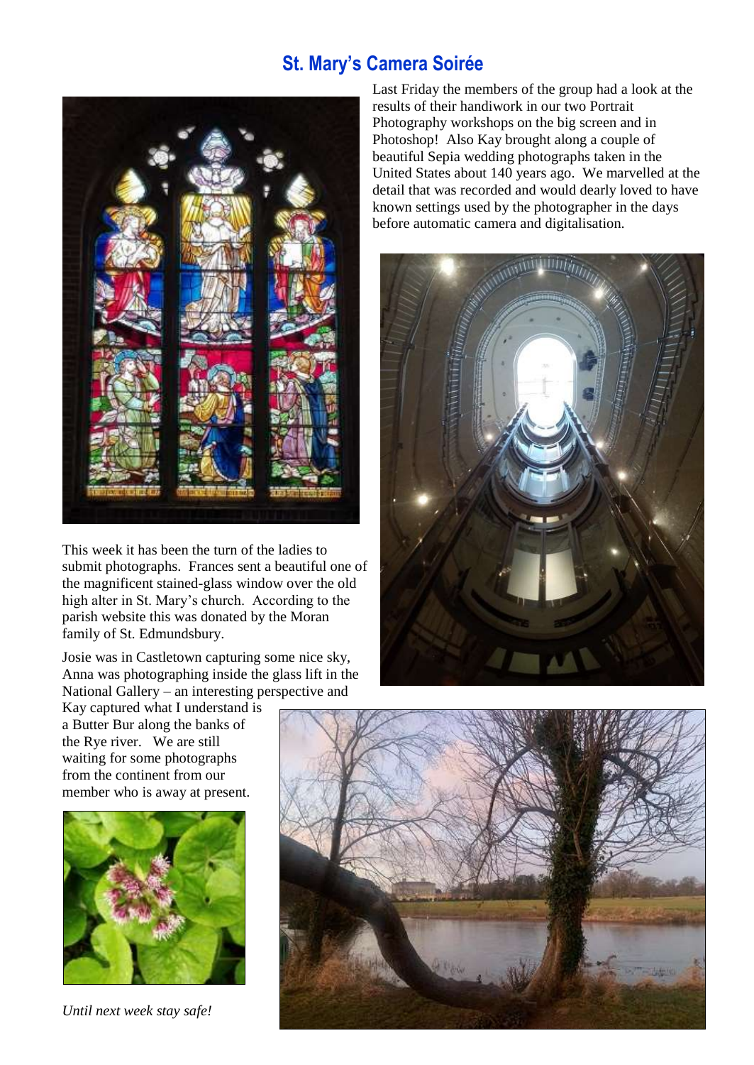# St. Mary's Camera Soirée

Last Friday the members of the group had a look at the results of their handiwork in our two Portrait Photography workshops on the big screen and in Photoshop! Also Kay brought along a couple of beautiful Sepia wedding photographs taken in the United States about 140 years ago. We marvelled at the detail that was recorded and would dearly loved to have known settings used by the photographer in the days before automatic camera and digitalisation.

This week it has been the turn of the ladies to submit photographs. Frances sent a beautiful one of the magnificent stained-glass window over the old high alter in St. Mary's church. According to the parish website this was donated by the Moran family of St. Edmundsbury.

Josie was in Castletown capturing some nice sky, Anna was photographing inside the glass lift in the National Gallery – an interesting perspective and Kay captured what I understand is a Butter Bur along the banks of the Rye river. We are still waiting for some photographs from the continent from our member who is away at present.

*Until next week stay safe!*